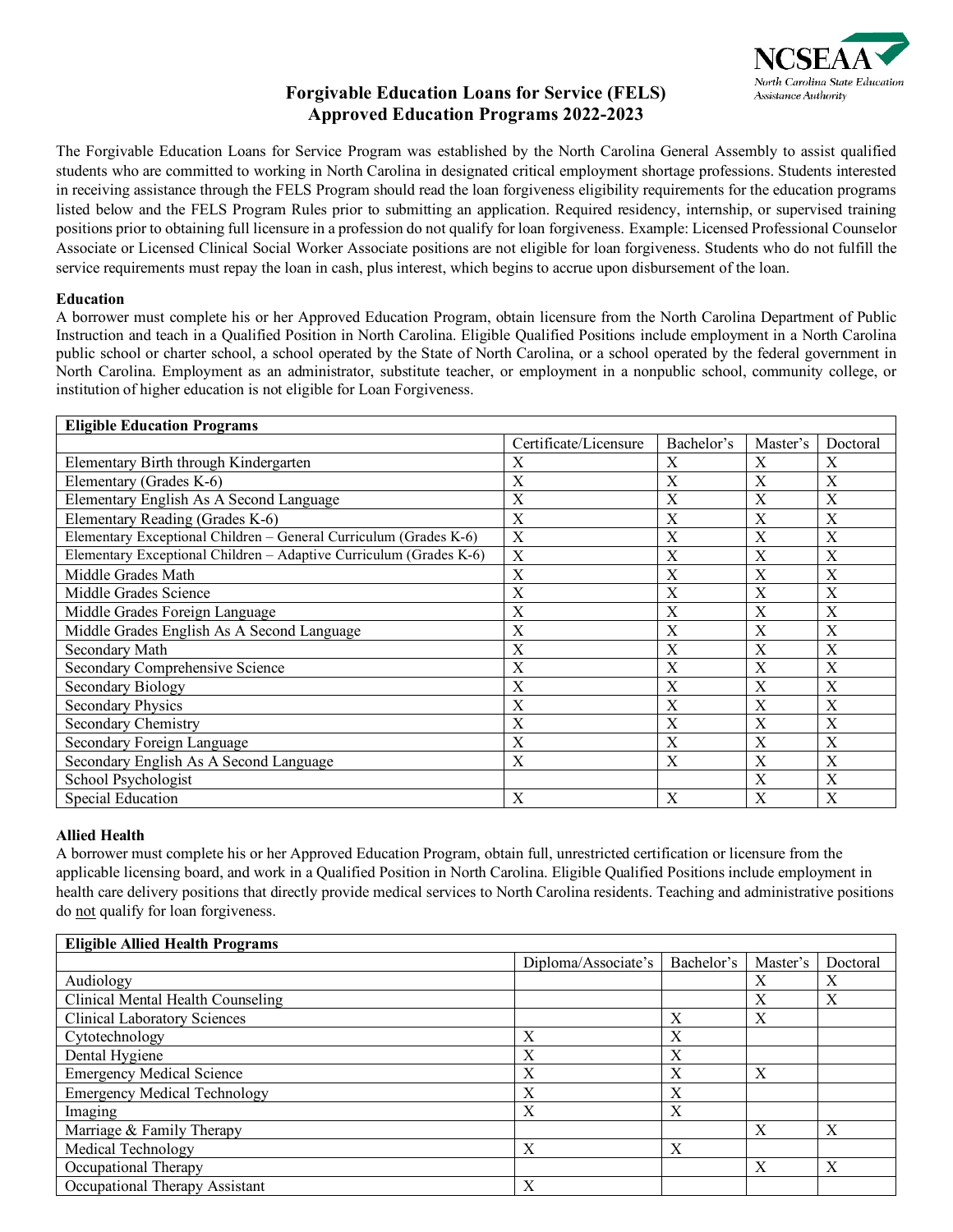# Forgivable Education Loans for Service (FELS) Approved Education Programs 2022-2023

The Forgivable Education Loans for Service Program was established by the North Carolina General Assembly to assist qualified students who are committed to working in North Carolina in designated critical employment shortage professions. Students interested in receiving assistance through the FELS Program should read the loan forgiveness eligibility requirements for the education programs listed below and the FELS Program Rules prior to submitting an application. Required residency, internship, or supervised training positions prior to obtaining full licensure in a profession do not qualify for loan forgiveness. Example: Licensed Professional Counselor Associate or Licensed Clinical Social Worker Associate positions are not eligible for loan forgiveness. Students who do not fulfill the service requirements must repay the loan in cash, plus interest, which begins to accrue upon disbursement of the loan.

## Education

A borrower must complete his or her Approved Education Program, obtain licensure from the North Carolina Department of Public Instruction and teach in a Qualified Position in North Carolina. Eligible Qualified Positions include employment in a North Carolina public school or charter school, a school operated by the State of North Carolina, or a school operated by the federal government in North Carolina. Employment as an administrator, substitute teacher, or employment in a nonpublic school, community college, or institution of higher education is not eligible for Loan Forgiveness.

| **Eligible Education Programs** | | | | |
|---|---|---|---|---|
| | Certificate/Licensure | Bachelor's | Master's | Doctoral |
| Elementary Birth through Kindergarten | X | X | X | X |
| Elementary (Grades K-6) | X | X | X | X |
| Elementary English As A Second Language | X | X | X | X |
| Elementary Reading (Grades K-6) | X | X | X | X |
| Elementary Exceptional Children – General Curriculum (Grades K-6) | X | X | X | X |
| Elementary Exceptional Children – Adaptive Curriculum (Grades K-6) | X | X | X | X |
| Middle Grades Math | X | X | X | X |
| Middle Grades Science | X | X | X | X |
| Middle Grades Foreign Language | X | X | X | X |
| Middle Grades English As A Second Language | X | X | X | X |
| Secondary Math | X | X | X | X |
| Secondary Comprehensive Science | X | X | X | X |
| Secondary Biology | X | X | X | X |
| Secondary Physics | X | X | X | X |
| Secondary Chemistry | X | X | X | X |
| Secondary Foreign Language | X | X | X | X |
| Secondary English As A Second Language | X | X | X | X |
| School Psychologist | | | X | X |
| Special Education | X | X | X | X |

## Allied Health

A borrower must complete his or her Approved Education Program, obtain full, unrestricted certification or licensure from the applicable licensing board, and work in a Qualified Position in North Carolina. Eligible Qualified Positions include employment in health care delivery positions that directly provide medical services to North Carolina residents. Teaching and administrative positions do not qualify for loan forgiveness.

| **Eligible Allied Health Programs** | | | | |
|---|---|---|---|---|
| | Diploma/Associate's | Bachelor's | Master's | Doctoral |
| Audiology | | | X | X |
| Clinical Mental Health Counseling | | | X | X |
| Clinical Laboratory Sciences | | X | X | |
| Cytotechnology | X | X | | |
| Dental Hygiene | X | X | | |
| Emergency Medical Science | X | X | X | |
| Emergency Medical Technology | X | X | | |
| Imaging | X | X | | |
| Marriage & Family Therapy | | | X | X |
| Medical Technology | X | X | | |
| Occupational Therapy | | | X | X |
| Occupational Therapy Assistant | X | | | |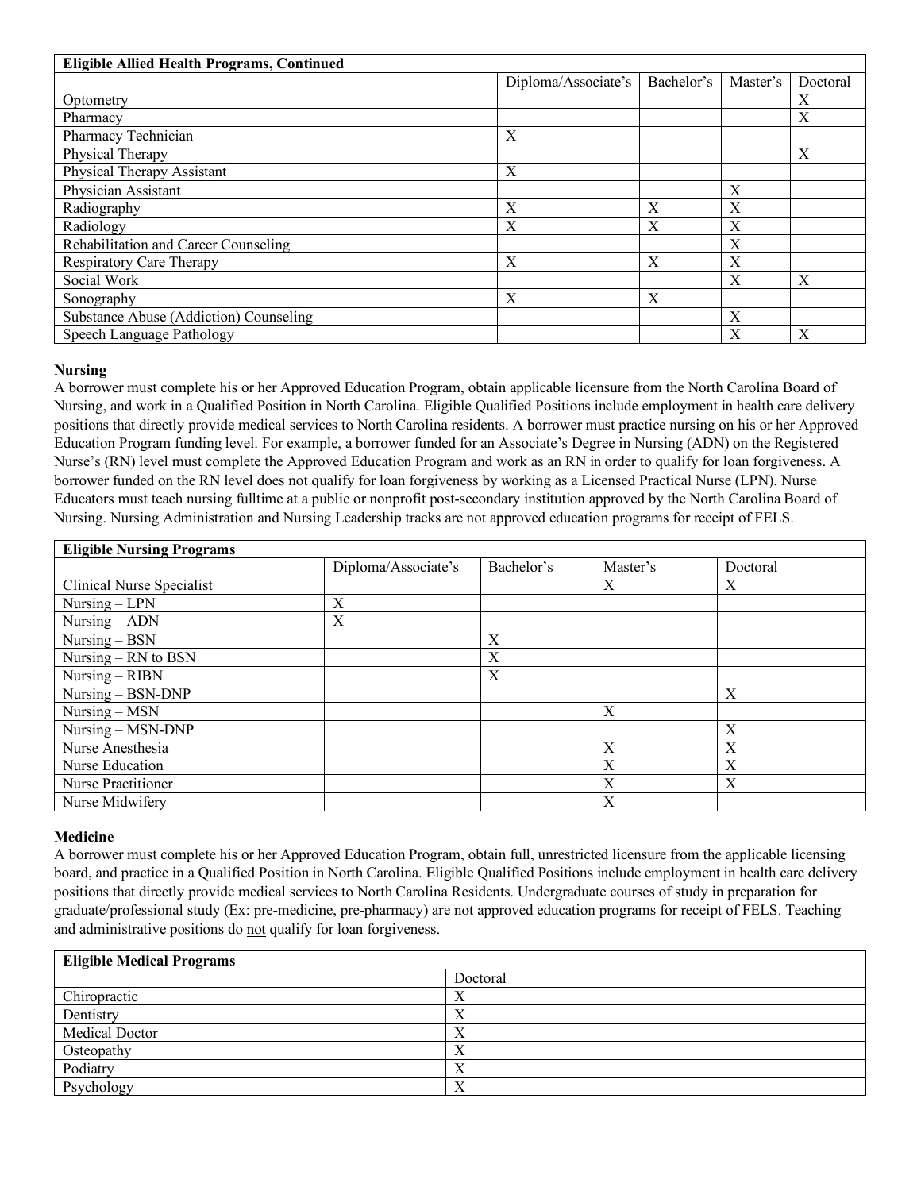| Eligible Allied Health Programs, Continued | | | | |
|---|---|---|---|---|
| | Diploma/Associate's | Bachelor's | Master's | Doctoral |
| Optometry | | | | X |
| Pharmacy | | | | X |
| Pharmacy Technician | X | | | |
| Physical Therapy | | | | X |
| Physical Therapy Assistant | X | | | |
| Physician Assistant | | | X | |
| Radiography | X | X | X | |
| Radiology | X | X | X | |
| Rehabilitation and Career Counseling | | | X | |
| Respiratory Care Therapy | X | X | X | |
| Social Work | | | X | X |
| Sonography | X | X | | |
| Substance Abuse (Addiction) Counseling | | | X | |
| Speech Language Pathology | | | X | X |

**Nursing**

A borrower must complete his or her Approved Education Program, obtain applicable licensure from the North Carolina Board of Nursing, and work in a Qualified Position in North Carolina. Eligible Qualified Positions include employment in health care delivery positions that directly provide medical services to North Carolina residents. A borrower must practice nursing on his or her Approved Education Program funding level. For example, a borrower funded for an Associate's Degree in Nursing (ADN) on the Registered Nurse's (RN) level must complete the Approved Education Program and work as an RN in order to qualify for loan forgiveness. A borrower funded on the RN level does not qualify for loan forgiveness by working as a Licensed Practical Nurse (LPN). Nurse Educators must teach nursing fulltime at a public or nonprofit post-secondary institution approved by the North Carolina Board of Nursing. Nursing Administration and Nursing Leadership tracks are not approved education programs for receipt of FELS.

| Eligible Nursing Programs | | | | |
|---|---|---|---|---|
| | Diploma/Associate's | Bachelor's | Master's | Doctoral |
| Clinical Nurse Specialist | | | X | X |
| Nursing – LPN | X | | | |
| Nursing – ADN | X | | | |
| Nursing – BSN | | X | | |
| Nursing – RN to BSN | | X | | |
| Nursing – RIBN | | X | | |
| Nursing – BSN-DNP | | | | X |
| Nursing – MSN | | | X | |
| Nursing – MSN-DNP | | | | X |
| Nurse Anesthesia | | | X | X |
| Nurse Education | | | X | X |
| Nurse Practitioner | | | X | X |
| Nurse Midwifery | | | X | |

**Medicine**

A borrower must complete his or her Approved Education Program, obtain full, unrestricted licensure from the applicable licensing board, and practice in a Qualified Position in North Carolina. Eligible Qualified Positions include employment in health care delivery positions that directly provide medical services to North Carolina Residents. Undergraduate courses of study in preparation for graduate/professional study (Ex: pre-medicine, pre-pharmacy) are not approved education programs for receipt of FELS. Teaching and administrative positions do not qualify for loan forgiveness.

| Eligible Medical Programs | |
|---|---|
| | Doctoral |
| Chiropractic | X |
| Dentistry | X |
| Medical Doctor | X |
| Osteopathy | X |
| Podiatry | X |
| Psychology | X |